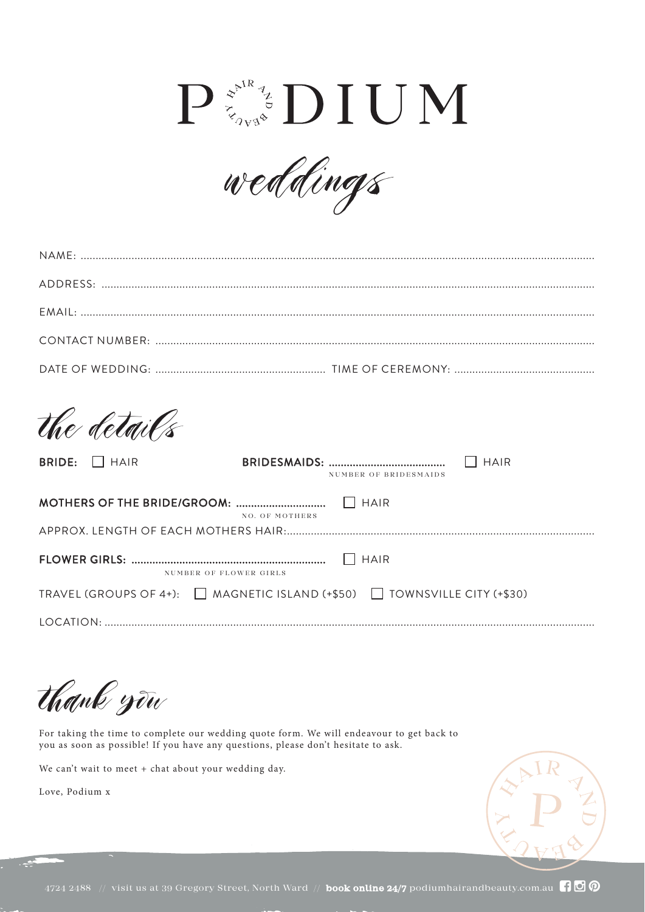# PODIUM

## weddings

NAME: ..............................................................................................................................................................

ADDRESS: ..........................................................................................................................................................

EMAIL: ..............................................................................................................................................................

CONTACT NUMBER: ..........................................................................................................................................

DATE OF WEDDING: ........................................................ TIME OF CEREMONY: ..............................................

## the details

**BRIDE:** ☐ HAIR

**BRIDESMAIDS:** ...................................... (NUMBER OF BRIDESMAIDS) ☐ HAIR

**MOTHERS OF THE BRIDE/GROOM:** ............................. (NO. OF MOTHERS) ☐ HAIR

APPROX. LENGTH OF EACH MOTHERS HAIR: ..........................................................................................

**FLOWER GIRLS:** ............................................................... (NUMBER OF FLOWER GIRLS) ☐ HAIR

TRAVEL (GROUPS OF 4+): ☐ MAGNETIC ISLAND (+$50) ☐ TOWNSVILLE CITY (+$30)

LOCATION: ........................................................................................................................................................

## thank you

For taking the time to complete our wedding quote form. We will endeavour to get back to you as soon as possible! If you have any questions, please don't hesitate to ask.

We can't wait to meet + chat about your wedding day.

Love, Podium x

4724 2488 // visit us at 39 Gregory Street, North Ward // **book online 24/7** podiumhairandbeauty.com.au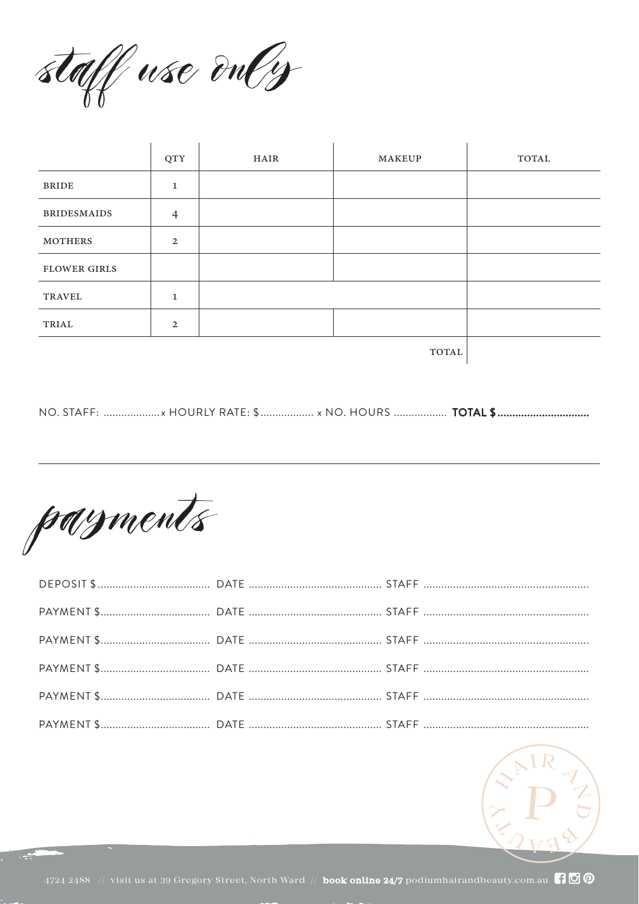# staff use only

| | QTY | HAIR | MAKEUP | TOTAL |
|---|---|---|---|---|
| BRIDE | 1 | | | |
| BRIDESMAIDS | 4 | | | |
| MOTHERS | 2 | | | |
| FLOWER GIRLS | | | | |
| TRAVEL | 1 | | | |
| TRIAL | 2 | | | |
| | | | TOTAL | |

NO. STAFF: ................... x HOURLY RATE: $.................. x NO. HOURS .................. **TOTAL $..............................**

# payments

DEPOSIT $...................................... DATE ............................................ STAFF .......................................................

PAYMENT $..................................... DATE ............................................ STAFF .......................................................

PAYMENT $..................................... DATE ............................................ STAFF .......................................................

PAYMENT $..................................... DATE ............................................ STAFF .......................................................

PAYMENT $..................................... DATE ............................................ STAFF .......................................................

PAYMENT $..................................... DATE ............................................ STAFF .......................................................

HAIR AND BEAUTY P

4724 2488 // visit us at 39 Gregory Street, North Ward // **book online 24/7** podiumhairandbeauty.com.au